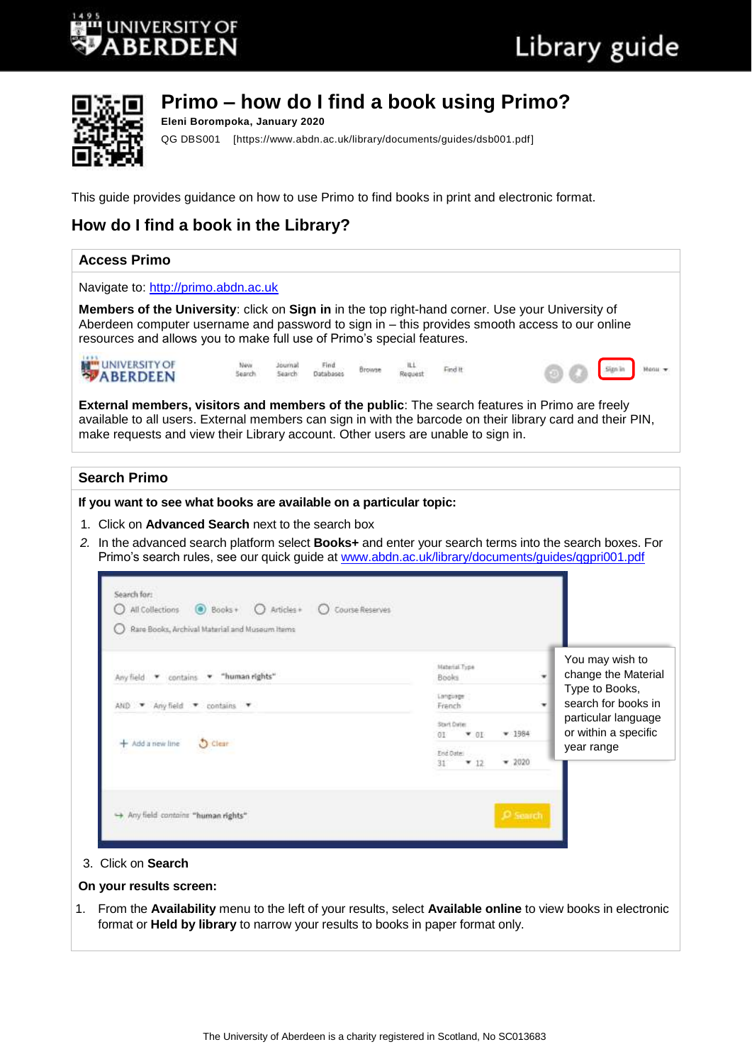# Primo – how do I find a book using Primo?

**Eleni Borompoka, January 2020**

QG DBS001 [https://www.abdn.ac.uk/library/documents/guides/dsb001.pdf]

This guide provides guidance on how to use Primo to find books in print and electronic format.

## How do I find a book in the Library?

### Access Primo

Navigate to: [http://primo.abdn.ac.uk](http://primo.abdn.ac.uk)

**Members of the University**: click on **Sign in** in the top right-hand corner. Use your University of Aberdeen computer username and password to sign in – this provides smooth access to our online resources and allows you to make full use of Primo's special features.

**External members, visitors and members of the public**: The search features in Primo are freely available to all users. External members can sign in with the barcode on their library card and their PIN, make requests and view their Library account. Other users are unable to sign in.

### Search Primo

**If you want to see what books are available on a particular topic:**

1. Click on **Advanced Search** next to the search box
2. In the advanced search platform select **Books+** and enter your search terms into the search boxes. For Primo's search rules, see our quick guide at [www.abdn.ac.uk/library/documents/guides/qgpri001.pdf](www.abdn.ac.uk/library/documents/guides/qgpri001.pdf)

You may wish to change the Material Type to Books, search for books in particular language or within a specific year range

3. Click on **Search**

**On your results screen:**

1. From the **Availability** menu to the left of your results, select **Available online** to view books in electronic format or **Held by library** to narrow your results to books in paper format only.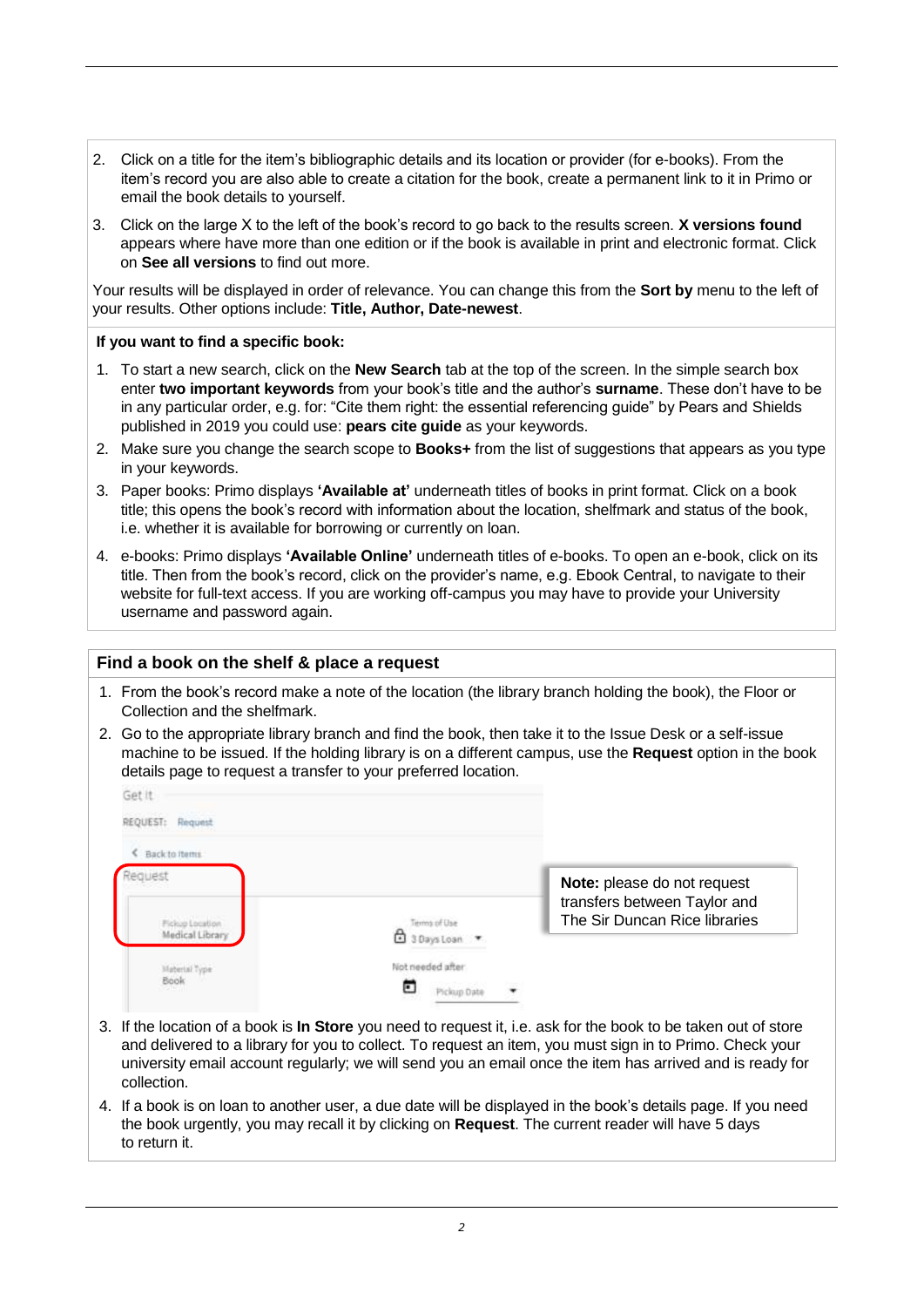2. Click on a title for the item's bibliographic details and its location or provider (for e-books). From the item's record you are also able to create a citation for the book, create a permanent link to it in Primo or email the book details to yourself.
3. Click on the large X to the left of the book's record to go back to the results screen. **X versions found** appears where have more than one edition or if the book is available in print and electronic format. Click on **See all versions** to find out more.

Your results will be displayed in order of relevance. You can change this from the **Sort by** menu to the left of your results. Other options include: **Title, Author, Date-newest**.

**If you want to find a specific book:**

1. To start a new search, click on the **New Search** tab at the top of the screen. In the simple search box enter **two important keywords** from your book's title and the author's **surname**. These don't have to be in any particular order, e.g. for: "Cite them right: the essential referencing guide" by Pears and Shields published in 2019 you could use: **pears cite guide** as your keywords.
2. Make sure you change the search scope to **Books+** from the list of suggestions that appears as you type in your keywords.
3. Paper books: Primo displays **'Available at'** underneath titles of books in print format. Click on a book title; this opens the book's record with information about the location, shelfmark and status of the book, i.e. whether it is available for borrowing or currently on loan.
4. e-books: Primo displays **'Available Online'** underneath titles of e-books. To open an e-book, click on its title. Then from the book's record, click on the provider's name, e.g. Ebook Central, to navigate to their website for full-text access. If you are working off-campus you may have to provide your University username and password again.

## Find a book on the shelf & place a request

1. From the book's record make a note of the location (the library branch holding the book), the Floor or Collection and the shelfmark.
2. Go to the appropriate library branch and find the book, then take it to the Issue Desk or a self-issue machine to be issued. If the holding library is on a different campus, use the **Request** option in the book details page to request a transfer to your preferred location.

**Note:** please do not request transfers between Taylor and The Sir Duncan Rice libraries

3. If the location of a book is **In Store** you need to request it, i.e. ask for the book to be taken out of store and delivered to a library for you to collect. To request an item, you must sign in to Primo. Check your university email account regularly; we will send you an email once the item has arrived and is ready for collection.
4. If a book is on loan to another user, a due date will be displayed in the book's details page. If you need the book urgently, you may recall it by clicking on **Request**. The current reader will have 5 days to return it.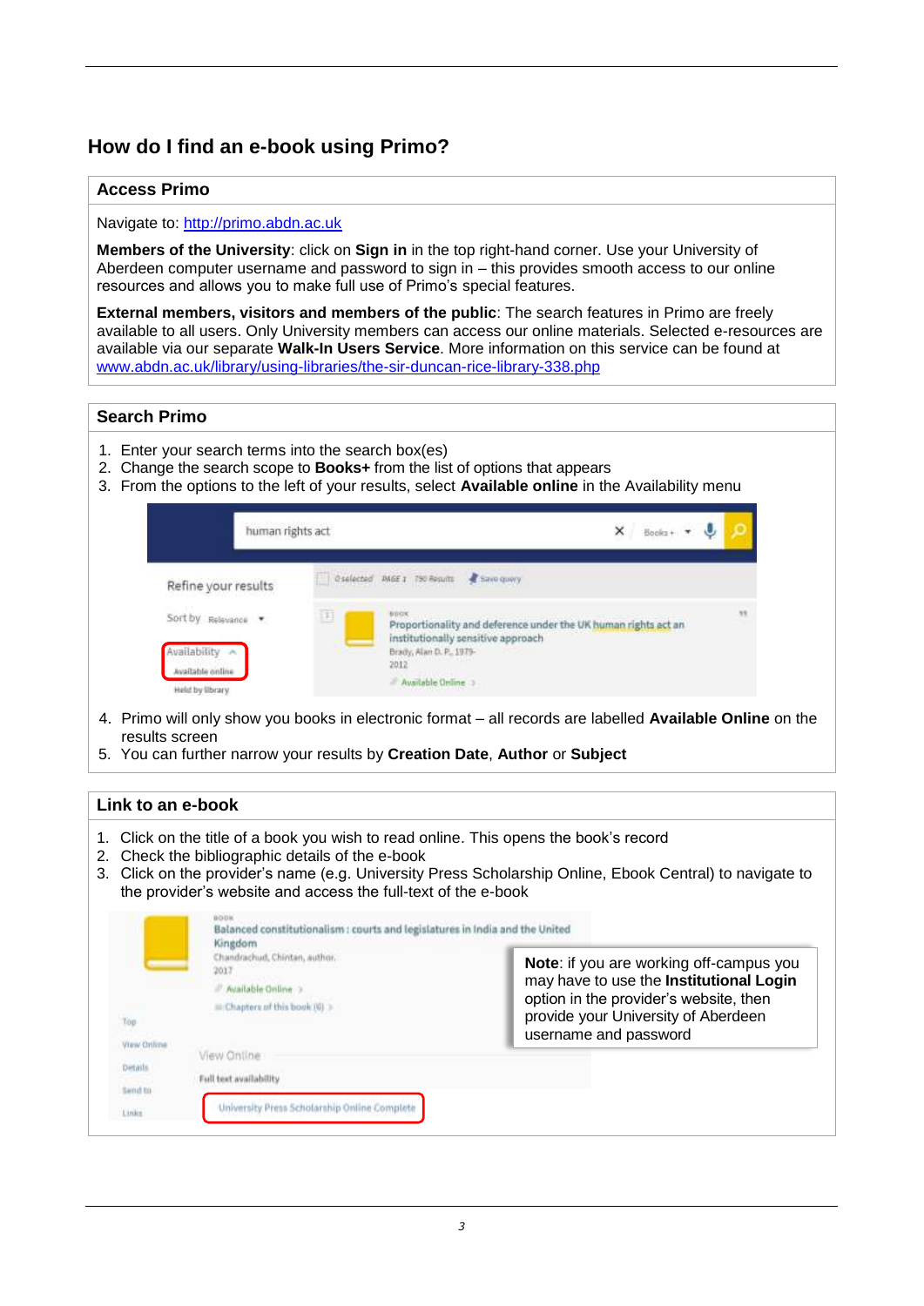## How do I find an e-book using Primo?

### Access Primo

Navigate to: http://primo.abdn.ac.uk

**Members of the University**: click on **Sign in** in the top right-hand corner. Use your University of Aberdeen computer username and password to sign in – this provides smooth access to our online resources and allows you to make full use of Primo's special features.

**External members, visitors and members of the public**: The search features in Primo are freely available to all users. Only University members can access our online materials. Selected e-resources are available via our separate **Walk-In Users Service**. More information on this service can be found at www.abdn.ac.uk/library/using-libraries/the-sir-duncan-rice-library-338.php

### Search Primo

1. Enter your search terms into the search box(es)
2. Change the search scope to **Books+** from the list of options that appears
3. From the options to the left of your results, select **Available online** in the Availability menu
4. Primo will only show you books in electronic format – all records are labelled **Available Online** on the results screen
5. You can further narrow your results by **Creation Date**, **Author** or **Subject**

### Link to an e-book

1. Click on the title of a book you wish to read online. This opens the book's record
2. Check the bibliographic details of the e-book
3. Click on the provider's name (e.g. University Press Scholarship Online, Ebook Central) to navigate to the provider's website and access the full-text of the e-book

**Note**: if you are working off-campus you may have to use the **Institutional Login** option in the provider's website, then provide your University of Aberdeen username and password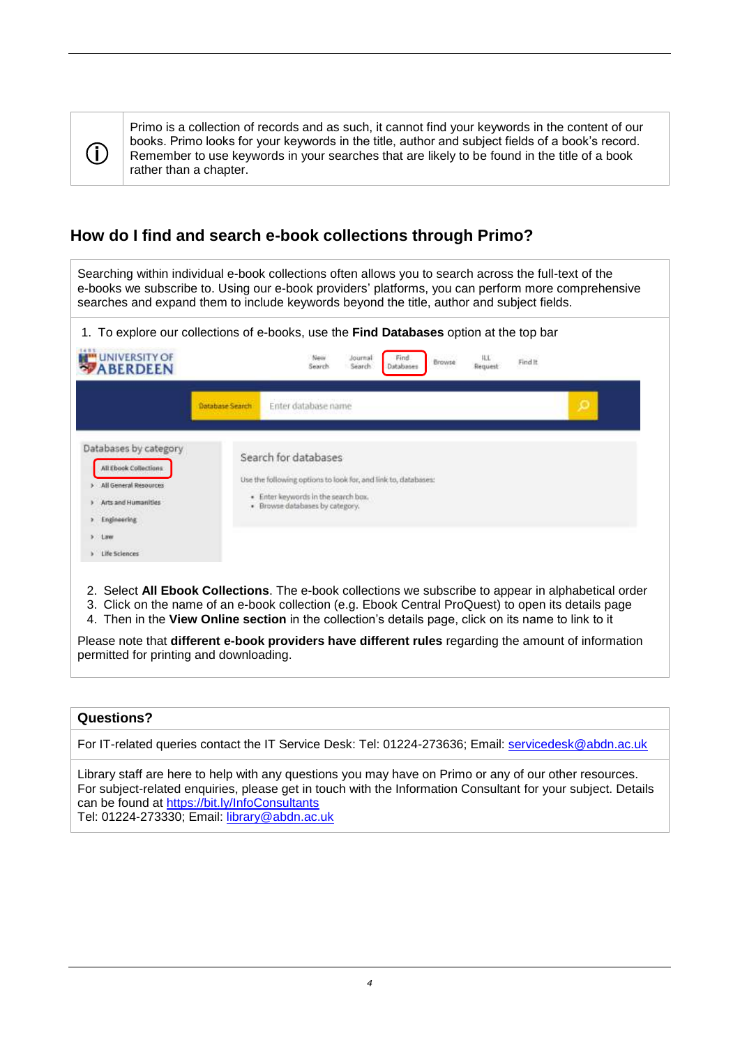ⓘ Primo is a collection of records and as such, it cannot find your keywords in the content of our books. Primo looks for your keywords in the title, author and subject fields of a book's record. Remember to use keywords in your searches that are likely to be found in the title of a book rather than a chapter.

## How do I find and search e-book collections through Primo?

Searching within individual e-book collections often allows you to search across the full-text of the e-books we subscribe to. Using our e-book providers' platforms, you can perform more comprehensive searches and expand them to include keywords beyond the title, author and subject fields.

1. To explore our collections of e-books, use the **Find Databases** option at the top bar
2. Select **All Ebook Collections**. The e-book collections we subscribe to appear in alphabetical order
3. Click on the name of an e-book collection (e.g. Ebook Central ProQuest) to open its details page
4. Then in the **View Online section** in the collection's details page, click on its name to link to it

Please note that **different e-book providers have different rules** regarding the amount of information permitted for printing and downloading.

### Questions?

For IT-related queries contact the IT Service Desk: Tel: 01224-273636; Email: servicedesk@abdn.ac.uk

Library staff are here to help with any questions you may have on Primo or any of our other resources. For subject-related enquiries, please get in touch with the Information Consultant for your subject. Details can be found at https://bit.ly/InfoConsultants
Tel: 01224-273330; Email: library@abdn.ac.uk